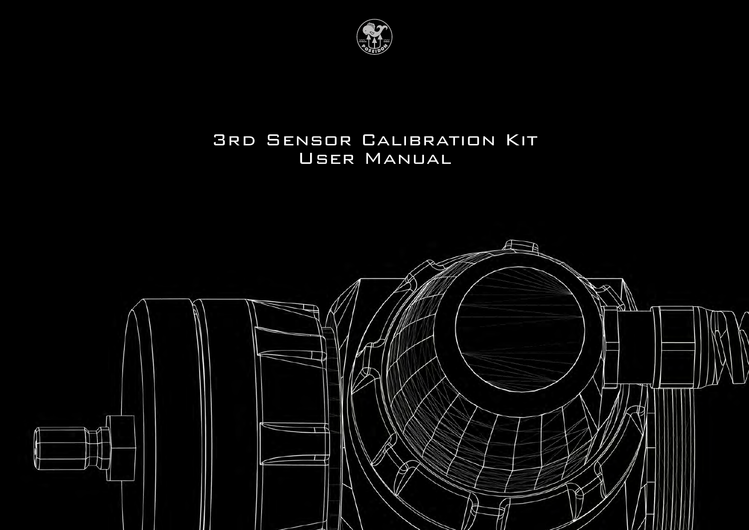# 3rd Sensor Calibration Kit
# User Manual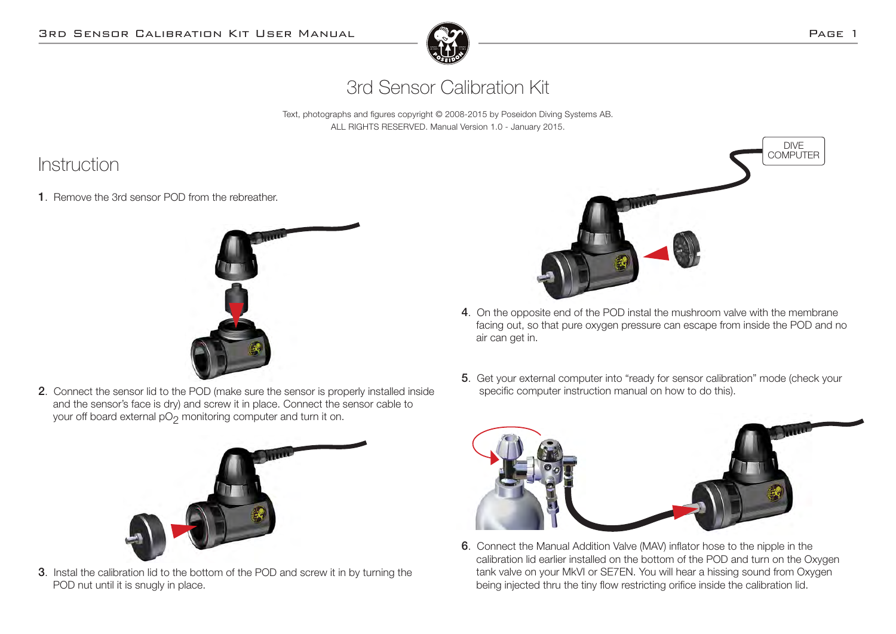# 3rd Sensor Calibration Kit

Text, photographs and figures copyright © 2008-2015 by Poseidon Diving Systems AB.
ALL RIGHTS RESERVED. Manual Version 1.0 - January 2015.

## Instruction

1. Remove the 3rd sensor POD from the rebreather.

2. Connect the sensor lid to the POD (make sure the sensor is properly installed inside and the sensor's face is dry) and screw it in place. Connect the sensor cable to your off board external $pO_2$ monitoring computer and turn it on.

3. Instal the calibration lid to the bottom of the POD and screw it in by turning the POD nut until it is snugly in place.

DIVE COMPUTER

4. On the opposite end of the POD instal the mushroom valve with the membrane facing out, so that pure oxygen pressure can escape from inside the POD and no air can get in.

5. Get your external computer into "ready for sensor calibration" mode (check your specific computer instruction manual on how to do this).

6. Connect the Manual Addition Valve (MAV) inflator hose to the nipple in the calibration lid earlier installed on the bottom of the POD and turn on the Oxygen tank valve on your MkVI or SE7EN. You will hear a hissing sound from Oxygen being injected thru the tiny flow restricting orifice inside the calibration lid.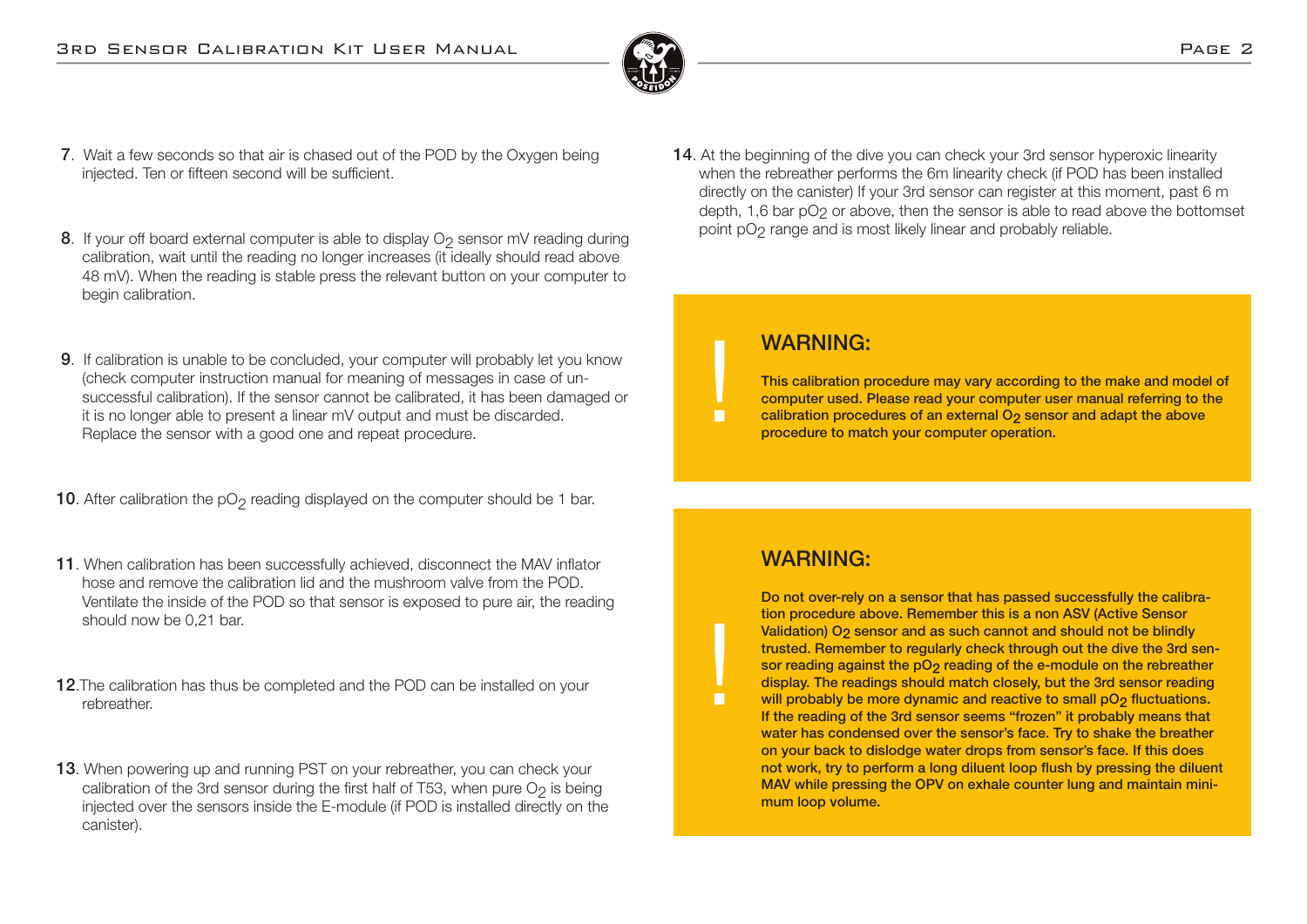7. Wait a few seconds so that air is chased out of the POD by the Oxygen being injected. Ten or fifteen second will be sufficient.

8. If your off board external computer is able to display $O_2$ sensor mV reading during calibration, wait until the reading no longer increases (it ideally should read above 48 mV). When the reading is stable press the relevant button on your computer to begin calibration.

9. If calibration is unable to be concluded, your computer will probably let you know (check computer instruction manual for meaning of messages in case of un-successful calibration). If the sensor cannot be calibrated, it has been damaged or it is no longer able to present a linear mV output and must be discarded. Replace the sensor with a good one and repeat procedure.

10. After calibration the $pO_2$ reading displayed on the computer should be 1 bar.

11. When calibration has been successfully achieved, disconnect the MAV inflator hose and remove the calibration lid and the mushroom valve from the POD. Ventilate the inside of the POD so that sensor is exposed to pure air, the reading should now be 0,21 bar.

12. The calibration has thus be completed and the POD can be installed on your rebreather.

13. When powering up and running PST on your rebreather, you can check your calibration of the 3rd sensor during the first half of T53, when pure $O_2$ is being injected over the sensors inside the E-module (if POD is installed directly on the canister).

14. At the beginning of the dive you can check your 3rd sensor hyperoxic linearity when the rebreather performs the 6m linearity check (if POD has been installed directly on the canister) If your 3rd sensor can register at this moment, past 6 m depth, 1,6 bar $pO_2$ or above, then the sensor is able to read above the bottomset point $pO_2$ range and is most likely linear and probably reliable.

## WARNING:

**This calibration procedure may vary according to the make and model of computer used. Please read your computer user manual referring to the calibration procedures of an external $O_2$ sensor and adapt the above procedure to match your computer operation.**

## WARNING:

**Do not over-rely on a sensor that has passed successfully the calibration procedure above. Remember this is a non ASV (Active Sensor Validation) $O_2$ sensor and as such cannot and should not be blindly trusted. Remember to regularly check through out the dive the 3rd sensor reading against the $pO_2$ reading of the e-module on the rebreather display. The readings should match closely, but the 3rd sensor reading will probably be more dynamic and reactive to small $pO_2$ fluctuations. If the reading of the 3rd sensor seems "frozen" it probably means that water has condensed over the sensor's face. Try to shake the breather on your back to dislodge water drops from sensor's face. If this does not work, try to perform a long diluent loop flush by pressing the diluent MAV while pressing the OPV on exhale counter lung and maintain minimum loop volume.**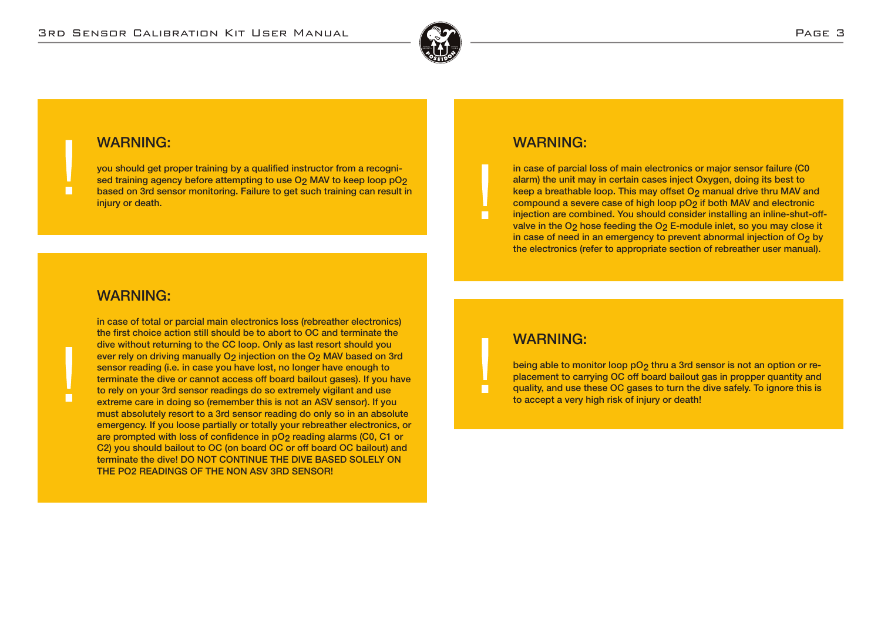## WARNING:

you should get proper training by a qualified instructor from a recognised training agency before attempting to use $O_2$ MAV to keep loop $pO_2$ based on 3rd sensor monitoring. Failure to get such training can result in injury or death.

## WARNING:

in case of total or parcial main electronics loss (rebreather electronics) the first choice action still should be to abort to OC and terminate the dive without returning to the CC loop. Only as last resort should you ever rely on driving manually $O_2$ injection on the $O_2$ MAV based on 3rd sensor reading (i.e. in case you have lost, no longer have enough to terminate the dive or cannot access off board bailout gases). If you have to rely on your 3rd sensor readings do so extremely vigilant and use extreme care in doing so (remember this is not an ASV sensor). If you must absolutely resort to a 3rd sensor reading do only so in an absolute emergency. If you loose partially or totally your rebreather electronics, or are prompted with loss of confidence in $pO_2$ reading alarms (C0, C1 or C2) you should bailout to OC (on board OC or off board OC bailout) and terminate the dive! DO NOT CONTINUE THE DIVE BASED SOLELY ON THE PO2 READINGS OF THE NON ASV 3RD SENSOR!

## WARNING:

in case of parcial loss of main electronics or major sensor failure (C0 alarm) the unit may in certain cases inject Oxygen, doing its best to keep a breathable loop. This may offset $O_2$ manual drive thru MAV and compound a severe case of high loop $pO_2$ if both MAV and electronic injection are combined. You should consider installing an inline-shut-off-valve in the $O_2$ hose feeding the $O_2$ E-module inlet, so you may close it in case of need in an emergency to prevent abnormal injection of $O_2$ by the electronics (refer to appropriate section of rebreather user manual).

## WARNING:

being able to monitor loop $pO_2$ thru a 3rd sensor is not an option or replacement to carrying OC off board bailout gas in propper quantity and quality, and use these OC gases to turn the dive safely. To ignore this is to accept a very high risk of injury or death!